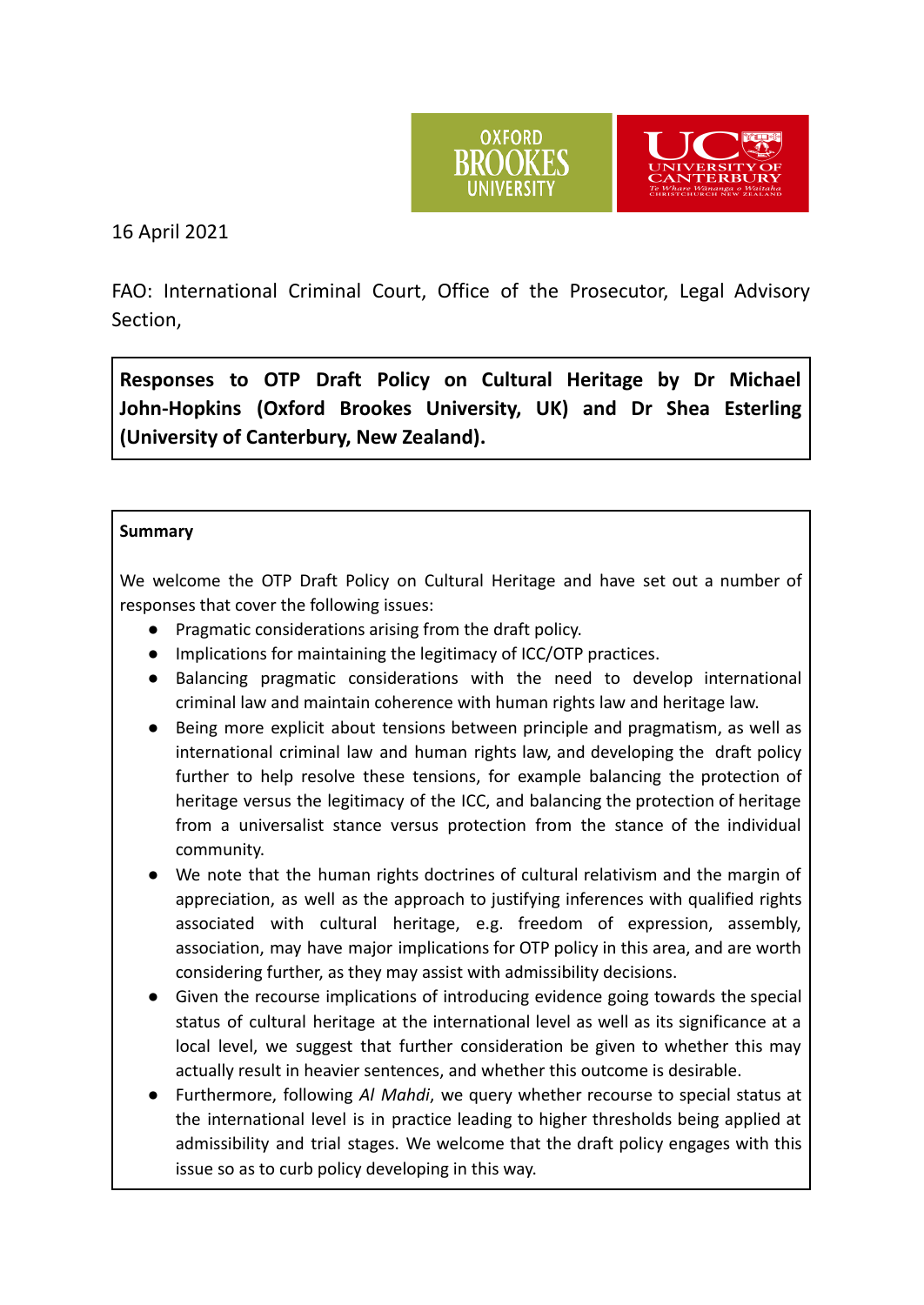16 April 2021

FAO: International Criminal Court, Office of the Prosecutor, Legal Advisory Section,

**Responses to OTP Draft Policy on Cultural Heritage by Dr Michael John-Hopkins (Oxford Brookes University, UK) and Dr Shea Esterling (University of Canterbury, New Zealand).**

**Summary**

We welcome the OTP Draft Policy on Cultural Heritage and have set out a number of responses that cover the following issues:

- Pragmatic considerations arising from the draft policy.
- Implications for maintaining the legitimacy of ICC/OTP practices.
- Balancing pragmatic considerations with the need to develop international criminal law and maintain coherence with human rights law and heritage law.
- Being more explicit about tensions between principle and pragmatism, as well as international criminal law and human rights law, and developing the draft policy further to help resolve these tensions, for example balancing the protection of heritage versus the legitimacy of the ICC, and balancing the protection of heritage from a universalist stance versus protection from the stance of the individual community.
- We note that the human rights doctrines of cultural relativism and the margin of appreciation, as well as the approach to justifying inferences with qualified rights associated with cultural heritage, e.g. freedom of expression, assembly, association, may have major implications for OTP policy in this area, and are worth considering further, as they may assist with admissibility decisions.
- Given the recourse implications of introducing evidence going towards the special status of cultural heritage at the international level as well as its significance at a local level, we suggest that further consideration be given to whether this may actually result in heavier sentences, and whether this outcome is desirable.
- Furthermore, following *Al Mahdi*, we query whether recourse to special status at the international level is in practice leading to higher thresholds being applied at admissibility and trial stages. We welcome that the draft policy engages with this issue so as to curb policy developing in this way.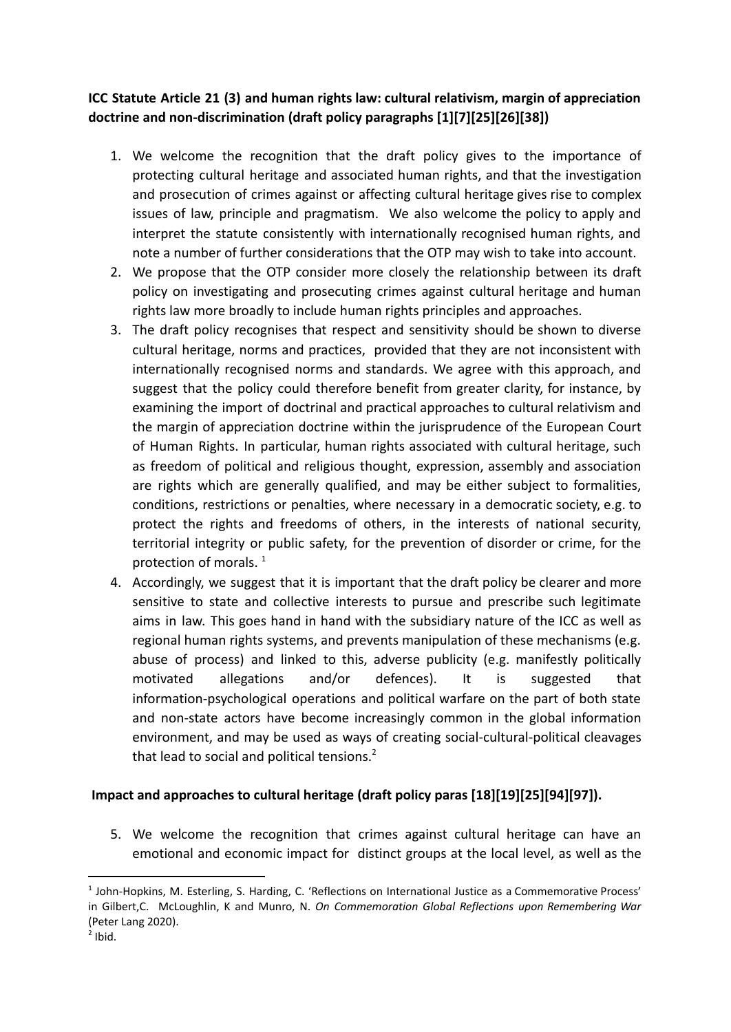**ICC Statute Article 21 (3) and human rights law: cultural relativism, margin of appreciation doctrine and non-discrimination (draft policy paragraphs [1][7][25][26][38])**

1. We welcome the recognition that the draft policy gives to the importance of protecting cultural heritage and associated human rights, and that the investigation and prosecution of crimes against or affecting cultural heritage gives rise to complex issues of law, principle and pragmatism. We also welcome the policy to apply and interpret the statute consistently with internationally recognised human rights, and note a number of further considerations that the OTP may wish to take into account.
2. We propose that the OTP consider more closely the relationship between its draft policy on investigating and prosecuting crimes against cultural heritage and human rights law more broadly to include human rights principles and approaches.
3. The draft policy recognises that respect and sensitivity should be shown to diverse cultural heritage, norms and practices, provided that they are not inconsistent with internationally recognised norms and standards. We agree with this approach, and suggest that the policy could therefore benefit from greater clarity, for instance, by examining the import of doctrinal and practical approaches to cultural relativism and the margin of appreciation doctrine within the jurisprudence of the European Court of Human Rights. In particular, human rights associated with cultural heritage, such as freedom of political and religious thought, expression, assembly and association are rights which are generally qualified, and may be either subject to formalities, conditions, restrictions or penalties, where necessary in a democratic society, e.g. to protect the rights and freedoms of others, in the interests of national security, territorial integrity or public safety, for the prevention of disorder or crime, for the protection of morals. [1]
4. Accordingly, we suggest that it is important that the draft policy be clearer and more sensitive to state and collective interests to pursue and prescribe such legitimate aims in law. This goes hand in hand with the subsidiary nature of the ICC as well as regional human rights systems, and prevents manipulation of these mechanisms (e.g. abuse of process) and linked to this, adverse publicity (e.g. manifestly politically motivated allegations and/or defences). It is suggested that information-psychological operations and political warfare on the part of both state and non-state actors have become increasingly common in the global information environment, and may be used as ways of creating social-cultural-political cleavages that lead to social and political tensions.[2]

**Impact and approaches to cultural heritage (draft policy paras [18][19][25][94][97]).**

5. We welcome the recognition that crimes against cultural heritage can have an emotional and economic impact for distinct groups at the local level, as well as the

[1] John-Hopkins, M. Esterling, S. Harding, C. 'Reflections on International Justice as a Commemorative Process' in Gilbert,C. McLoughlin, K and Munro, N. *On Commemoration Global Reflections upon Remembering War* (Peter Lang 2020).

[2] Ibid.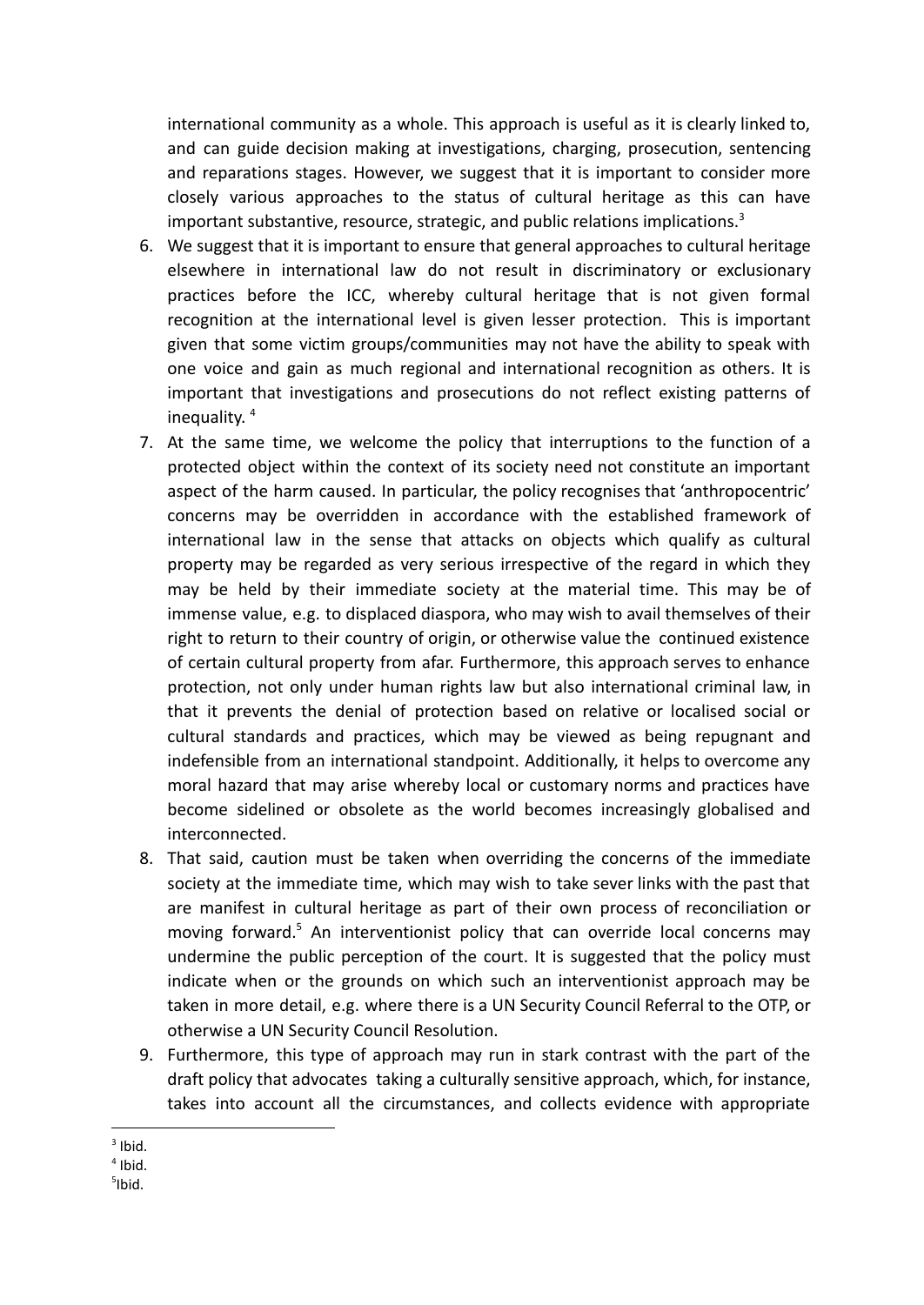international community as a whole. This approach is useful as it is clearly linked to, and can guide decision making at investigations, charging, prosecution, sentencing and reparations stages. However, we suggest that it is important to consider more closely various approaches to the status of cultural heritage as this can have important substantive, resource, strategic, and public relations implications.[3]

6. We suggest that it is important to ensure that general approaches to cultural heritage elsewhere in international law do not result in discriminatory or exclusionary practices before the ICC, whereby cultural heritage that is not given formal recognition at the international level is given lesser protection. This is important given that some victim groups/communities may not have the ability to speak with one voice and gain as much regional and international recognition as others. It is important that investigations and prosecutions do not reflect existing patterns of inequality.[4]
7. At the same time, we welcome the policy that interruptions to the function of a protected object within the context of its society need not constitute an important aspect of the harm caused. In particular, the policy recognises that 'anthropocentric' concerns may be overridden in accordance with the established framework of international law in the sense that attacks on objects which qualify as cultural property may be regarded as very serious irrespective of the regard in which they may be held by their immediate society at the material time. This may be of immense value, e.g. to displaced diaspora, who may wish to avail themselves of their right to return to their country of origin, or otherwise value the continued existence of certain cultural property from afar. Furthermore, this approach serves to enhance protection, not only under human rights law but also international criminal law, in that it prevents the denial of protection based on relative or localised social or cultural standards and practices, which may be viewed as being repugnant and indefensible from an international standpoint. Additionally, it helps to overcome any moral hazard that may arise whereby local or customary norms and practices have become sidelined or obsolete as the world becomes increasingly globalised and interconnected.
8. That said, caution must be taken when overriding the concerns of the immediate society at the immediate time, which may wish to take sever links with the past that are manifest in cultural heritage as part of their own process of reconciliation or moving forward.[5] An interventionist policy that can override local concerns may undermine the public perception of the court. It is suggested that the policy must indicate when or the grounds on which such an interventionist approach may be taken in more detail, e.g. where there is a UN Security Council Referral to the OTP, or otherwise a UN Security Council Resolution.
9. Furthermore, this type of approach may run in stark contrast with the part of the draft policy that advocates taking a culturally sensitive approach, which, for instance, takes into account all the circumstances, and collects evidence with appropriate

[3] Ibid.
[4] Ibid.
[5] Ibid.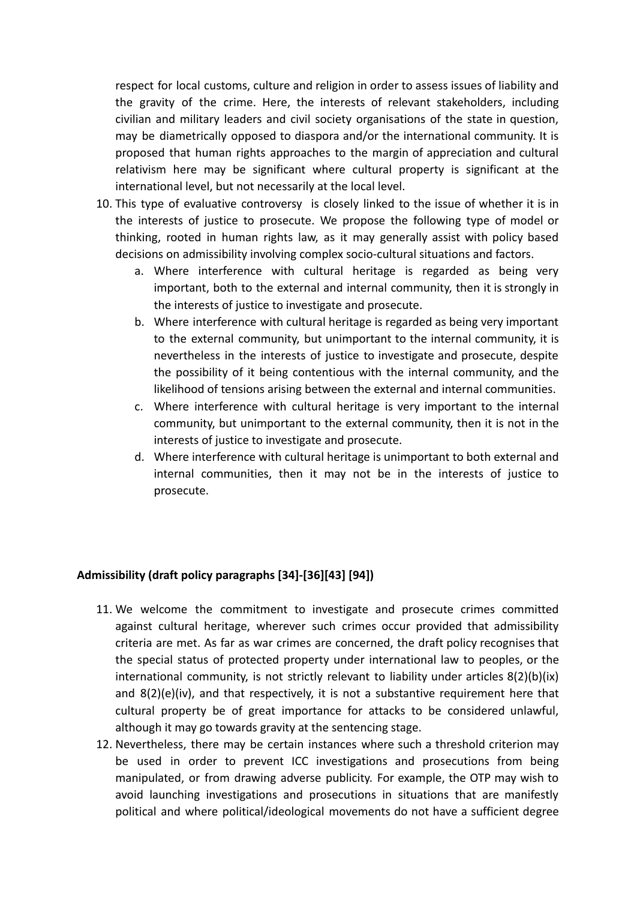respect for local customs, culture and religion in order to assess issues of liability and the gravity of the crime. Here, the interests of relevant stakeholders, including civilian and military leaders and civil society organisations of the state in question, may be diametrically opposed to diaspora and/or the international community. It is proposed that human rights approaches to the margin of appreciation and cultural relativism here may be significant where cultural property is significant at the international level, but not necessarily at the local level.

10. This type of evaluative controversy is closely linked to the issue of whether it is in the interests of justice to prosecute. We propose the following type of model or thinking, rooted in human rights law, as it may generally assist with policy based decisions on admissibility involving complex socio-cultural situations and factors.
    a. Where interference with cultural heritage is regarded as being very important, both to the external and internal community, then it is strongly in the interests of justice to investigate and prosecute.
    b. Where interference with cultural heritage is regarded as being very important to the external community, but unimportant to the internal community, it is nevertheless in the interests of justice to investigate and prosecute, despite the possibility of it being contentious with the internal community, and the likelihood of tensions arising between the external and internal communities.
    c. Where interference with cultural heritage is very important to the internal community, but unimportant to the external community, then it is not in the interests of justice to investigate and prosecute.
    d. Where interference with cultural heritage is unimportant to both external and internal communities, then it may not be in the interests of justice to prosecute.

**Admissibility (draft policy paragraphs [34]-[36][43] [94])**

11. We welcome the commitment to investigate and prosecute crimes committed against cultural heritage, wherever such crimes occur provided that admissibility criteria are met. As far as war crimes are concerned, the draft policy recognises that the special status of protected property under international law to peoples, or the international community, is not strictly relevant to liability under articles 8(2)(b)(ix) and 8(2)(e)(iv), and that respectively, it is not a substantive requirement here that cultural property be of great importance for attacks to be considered unlawful, although it may go towards gravity at the sentencing stage.
12. Nevertheless, there may be certain instances where such a threshold criterion may be used in order to prevent ICC investigations and prosecutions from being manipulated, or from drawing adverse publicity. For example, the OTP may wish to avoid launching investigations and prosecutions in situations that are manifestly political and where political/ideological movements do not have a sufficient degree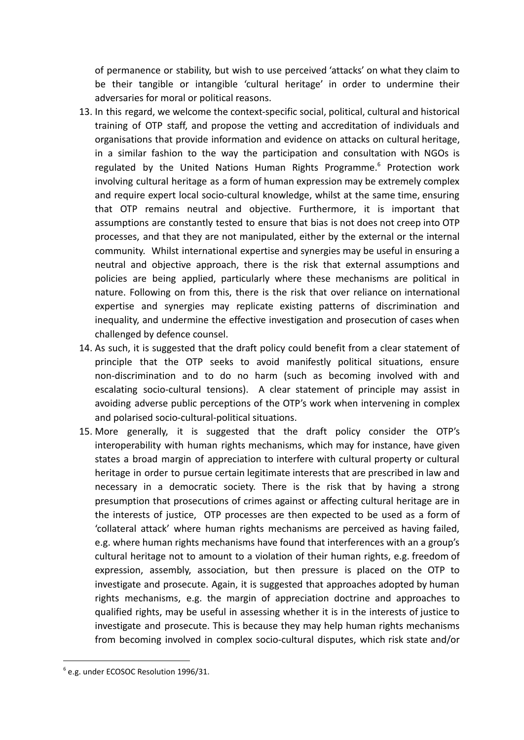of permanence or stability, but wish to use perceived 'attacks' on what they claim to be their tangible or intangible 'cultural heritage' in order to undermine their adversaries for moral or political reasons.

13. In this regard, we welcome the context-specific social, political, cultural and historical training of OTP staff, and propose the vetting and accreditation of individuals and organisations that provide information and evidence on attacks on cultural heritage, in a similar fashion to the way the participation and consultation with NGOs is regulated by the United Nations Human Rights Programme.[6] Protection work involving cultural heritage as a form of human expression may be extremely complex and require expert local socio-cultural knowledge, whilst at the same time, ensuring that OTP remains neutral and objective. Furthermore, it is important that assumptions are constantly tested to ensure that bias is not does not creep into OTP processes, and that they are not manipulated, either by the external or the internal community. Whilst international expertise and synergies may be useful in ensuring a neutral and objective approach, there is the risk that external assumptions and policies are being applied, particularly where these mechanisms are political in nature. Following on from this, there is the risk that over reliance on international expertise and synergies may replicate existing patterns of discrimination and inequality, and undermine the effective investigation and prosecution of cases when challenged by defence counsel.
14. As such, it is suggested that the draft policy could benefit from a clear statement of principle that the OTP seeks to avoid manifestly political situations, ensure non-discrimination and to do no harm (such as becoming involved with and escalating socio-cultural tensions). A clear statement of principle may assist in avoiding adverse public perceptions of the OTP's work when intervening in complex and polarised socio-cultural-political situations.
15. More generally, it is suggested that the draft policy consider the OTP's interoperability with human rights mechanisms, which may for instance, have given states a broad margin of appreciation to interfere with cultural property or cultural heritage in order to pursue certain legitimate interests that are prescribed in law and necessary in a democratic society. There is the risk that by having a strong presumption that prosecutions of crimes against or affecting cultural heritage are in the interests of justice, OTP processes are then expected to be used as a form of 'collateral attack' where human rights mechanisms are perceived as having failed, e.g. where human rights mechanisms have found that interferences with an a group's cultural heritage not to amount to a violation of their human rights, e.g. freedom of expression, assembly, association, but then pressure is placed on the OTP to investigate and prosecute. Again, it is suggested that approaches adopted by human rights mechanisms, e.g. the margin of appreciation doctrine and approaches to qualified rights, may be useful in assessing whether it is in the interests of justice to investigate and prosecute. This is because they may help human rights mechanisms from becoming involved in complex socio-cultural disputes, which risk state and/or

[6] e.g. under ECOSOC Resolution 1996/31.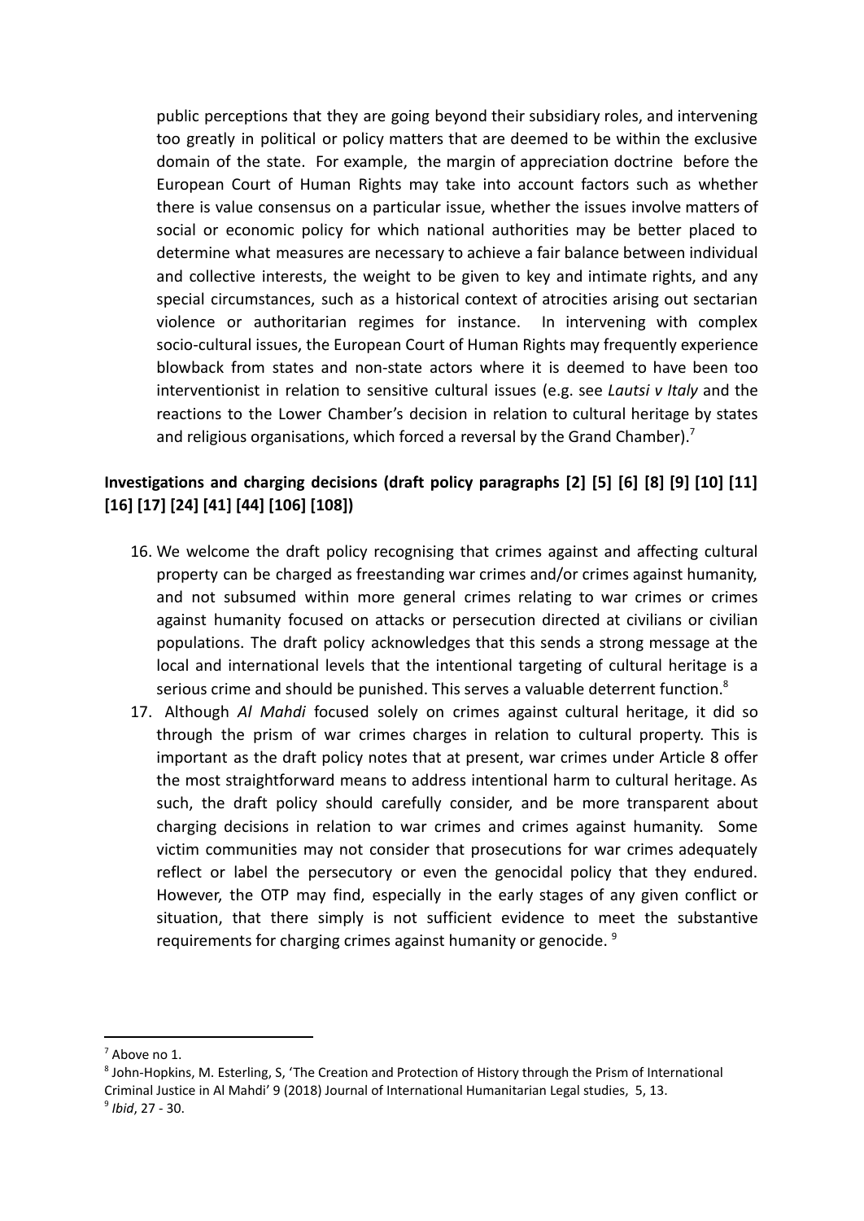public perceptions that they are going beyond their subsidiary roles, and intervening too greatly in political or policy matters that are deemed to be within the exclusive domain of the state. For example, the margin of appreciation doctrine before the European Court of Human Rights may take into account factors such as whether there is value consensus on a particular issue, whether the issues involve matters of social or economic policy for which national authorities may be better placed to determine what measures are necessary to achieve a fair balance between individual and collective interests, the weight to be given to key and intimate rights, and any special circumstances, such as a historical context of atrocities arising out sectarian violence or authoritarian regimes for instance. In intervening with complex socio-cultural issues, the European Court of Human Rights may frequently experience blowback from states and non-state actors where it is deemed to have been too interventionist in relation to sensitive cultural issues (e.g. see *Lautsi v Italy* and the reactions to the Lower Chamber's decision in relation to cultural heritage by states and religious organisations, which forced a reversal by the Grand Chamber).[7]

**Investigations and charging decisions (draft policy paragraphs [2] [5] [6] [8] [9] [10] [11] [16] [17] [24] [41] [44] [106] [108])**

16. We welcome the draft policy recognising that crimes against and affecting cultural property can be charged as freestanding war crimes and/or crimes against humanity, and not subsumed within more general crimes relating to war crimes or crimes against humanity focused on attacks or persecution directed at civilians or civilian populations. The draft policy acknowledges that this sends a strong message at the local and international levels that the intentional targeting of cultural heritage is a serious crime and should be punished. This serves a valuable deterrent function.[8]
17. Although *Al Mahdi* focused solely on crimes against cultural heritage, it did so through the prism of war crimes charges in relation to cultural property. This is important as the draft policy notes that at present, war crimes under Article 8 offer the most straightforward means to address intentional harm to cultural heritage. As such, the draft policy should carefully consider, and be more transparent about charging decisions in relation to war crimes and crimes against humanity. Some victim communities may not consider that prosecutions for war crimes adequately reflect or label the persecutory or even the genocidal policy that they endured. However, the OTP may find, especially in the early stages of any given conflict or situation, that there simply is not sufficient evidence to meet the substantive requirements for charging crimes against humanity or genocide.[9]

---

[7] Above no 1.

[8] John-Hopkins, M. Esterling, S, 'The Creation and Protection of History through the Prism of International Criminal Justice in Al Mahdi' 9 (2018) Journal of International Humanitarian Legal studies, 5, 13.

[9] *Ibid*, 27 - 30.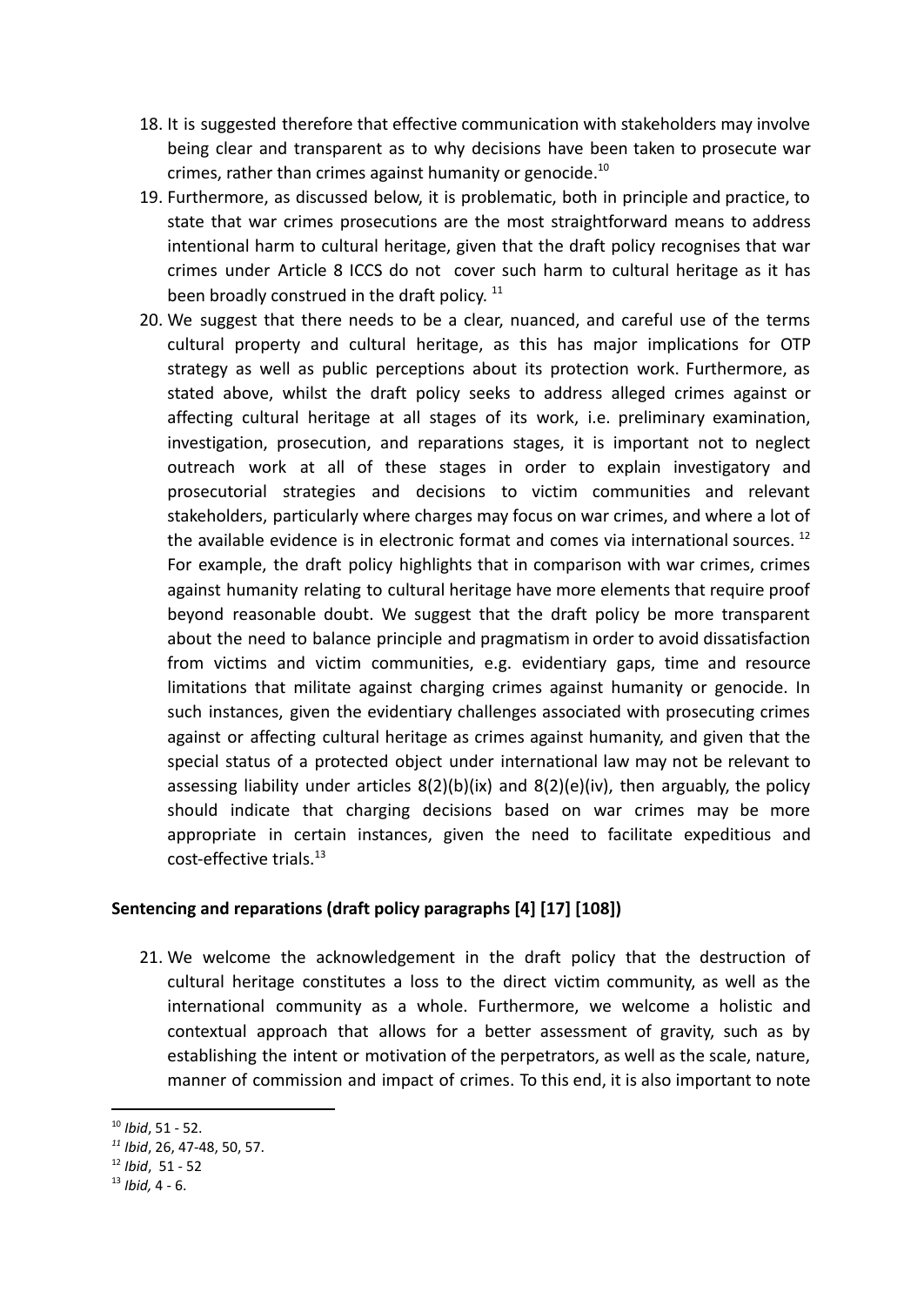18. It is suggested therefore that effective communication with stakeholders may involve being clear and transparent as to why decisions have been taken to prosecute war crimes, rather than crimes against humanity or genocide.[10]
19. Furthermore, as discussed below, it is problematic, both in principle and practice, to state that war crimes prosecutions are the most straightforward means to address intentional harm to cultural heritage, given that the draft policy recognises that war crimes under Article 8 ICCS do not cover such harm to cultural heritage as it has been broadly construed in the draft policy.[11]
20. We suggest that there needs to be a clear, nuanced, and careful use of the terms cultural property and cultural heritage, as this has major implications for OTP strategy as well as public perceptions about its protection work. Furthermore, as stated above, whilst the draft policy seeks to address alleged crimes against or affecting cultural heritage at all stages of its work, i.e. preliminary examination, investigation, prosecution, and reparations stages, it is important not to neglect outreach work at all of these stages in order to explain investigatory and prosecutorial strategies and decisions to victim communities and relevant stakeholders, particularly where charges may focus on war crimes, and where a lot of the available evidence is in electronic format and comes via international sources.[12] For example, the draft policy highlights that in comparison with war crimes, crimes against humanity relating to cultural heritage have more elements that require proof beyond reasonable doubt. We suggest that the draft policy be more transparent about the need to balance principle and pragmatism in order to avoid dissatisfaction from victims and victim communities, e.g. evidentiary gaps, time and resource limitations that militate against charging crimes against humanity or genocide. In such instances, given the evidentiary challenges associated with prosecuting crimes against or affecting cultural heritage as crimes against humanity, and given that the special status of a protected object under international law may not be relevant to assessing liability under articles 8(2)(b)(ix) and 8(2)(e)(iv), then arguably, the policy should indicate that charging decisions based on war crimes may be more appropriate in certain instances, given the need to facilitate expeditious and cost-effective trials.[13]

## Sentencing and reparations (draft policy paragraphs [4] [17] [108])

21. We welcome the acknowledgement in the draft policy that the destruction of cultural heritage constitutes a loss to the direct victim community, as well as the international community as a whole. Furthermore, we welcome a holistic and contextual approach that allows for a better assessment of gravity, such as by establishing the intent or motivation of the perpetrators, as well as the scale, nature, manner of commission and impact of crimes. To this end, it is also important to note

---

[10] *Ibid*, 51 - 52.

[11] *Ibid*, 26, 47-48, 50, 57.

[12] *Ibid*, 51 - 52

[13] *Ibid,* 4 - 6.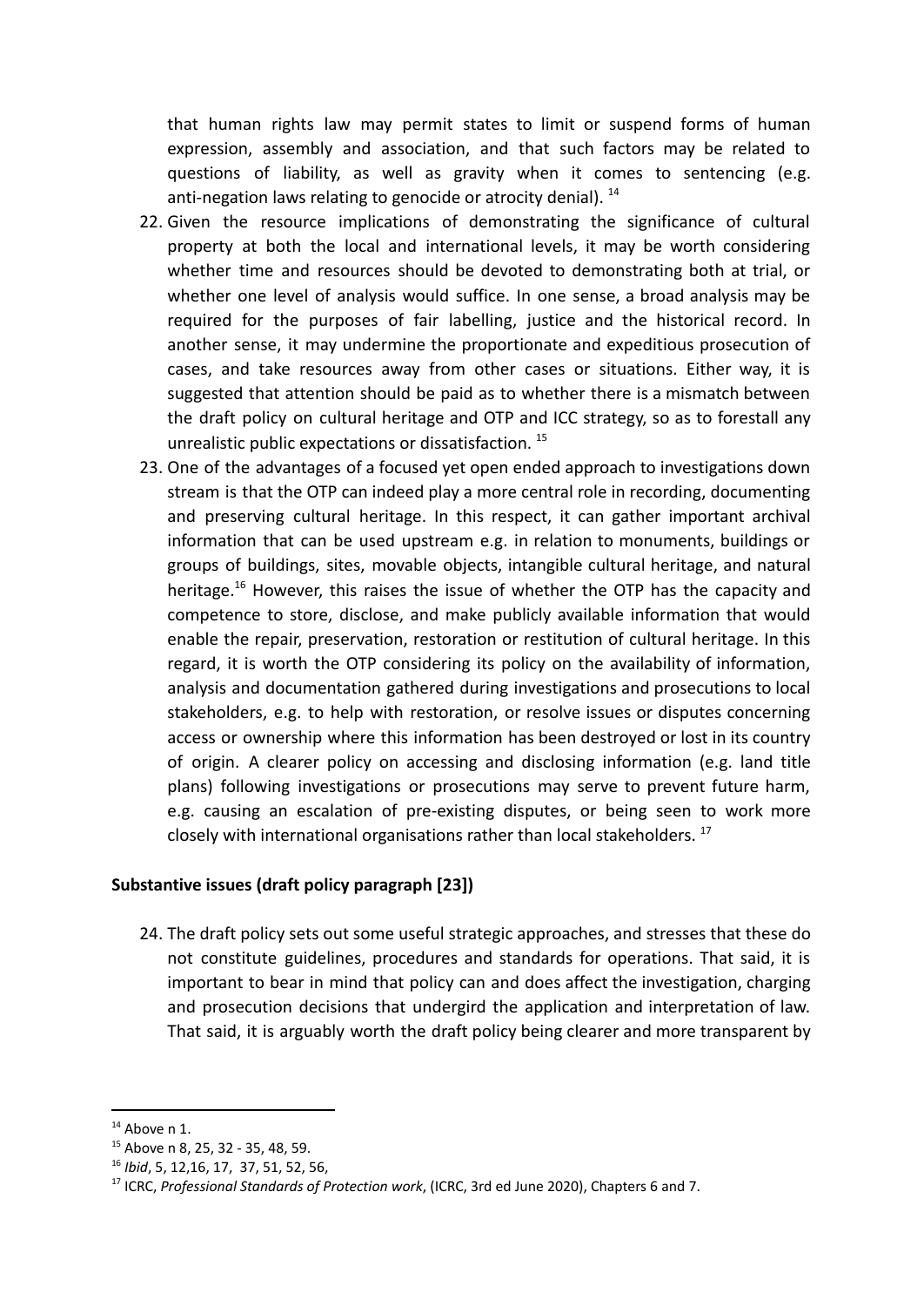that human rights law may permit states to limit or suspend forms of human expression, assembly and association, and that such factors may be related to questions of liability, as well as gravity when it comes to sentencing (e.g. anti-negation laws relating to genocide or atrocity denial). [14]

22. Given the resource implications of demonstrating the significance of cultural property at both the local and international levels, it may be worth considering whether time and resources should be devoted to demonstrating both at trial, or whether one level of analysis would suffice. In one sense, a broad analysis may be required for the purposes of fair labelling, justice and the historical record. In another sense, it may undermine the proportionate and expeditious prosecution of cases, and take resources away from other cases or situations. Either way, it is suggested that attention should be paid as to whether there is a mismatch between the draft policy on cultural heritage and OTP and ICC strategy, so as to forestall any unrealistic public expectations or dissatisfaction. [15]

23. One of the advantages of a focused yet open ended approach to investigations down stream is that the OTP can indeed play a more central role in recording, documenting and preserving cultural heritage. In this respect, it can gather important archival information that can be used upstream e.g. in relation to monuments, buildings or groups of buildings, sites, movable objects, intangible cultural heritage, and natural heritage.[16] However, this raises the issue of whether the OTP has the capacity and competence to store, disclose, and make publicly available information that would enable the repair, preservation, restoration or restitution of cultural heritage. In this regard, it is worth the OTP considering its policy on the availability of information, analysis and documentation gathered during investigations and prosecutions to local stakeholders, e.g. to help with restoration, or resolve issues or disputes concerning access or ownership where this information has been destroyed or lost in its country of origin. A clearer policy on accessing and disclosing information (e.g. land title plans) following investigations or prosecutions may serve to prevent future harm, e.g. causing an escalation of pre-existing disputes, or being seen to work more closely with international organisations rather than local stakeholders. [17]

**Substantive issues (draft policy paragraph [23])**

24. The draft policy sets out some useful strategic approaches, and stresses that these do not constitute guidelines, procedures and standards for operations. That said, it is important to bear in mind that policy can and does affect the investigation, charging and prosecution decisions that undergird the application and interpretation of law. That said, it is arguably worth the draft policy being clearer and more transparent by

---

[14] Above n 1.

[15] Above n 8, 25, 32 - 35, 48, 59.

[16] *Ibid*, 5, 12,16, 17, 37, 51, 52, 56,

[17] ICRC, *Professional Standards of Protection work*, (ICRC, 3rd ed June 2020), Chapters 6 and 7.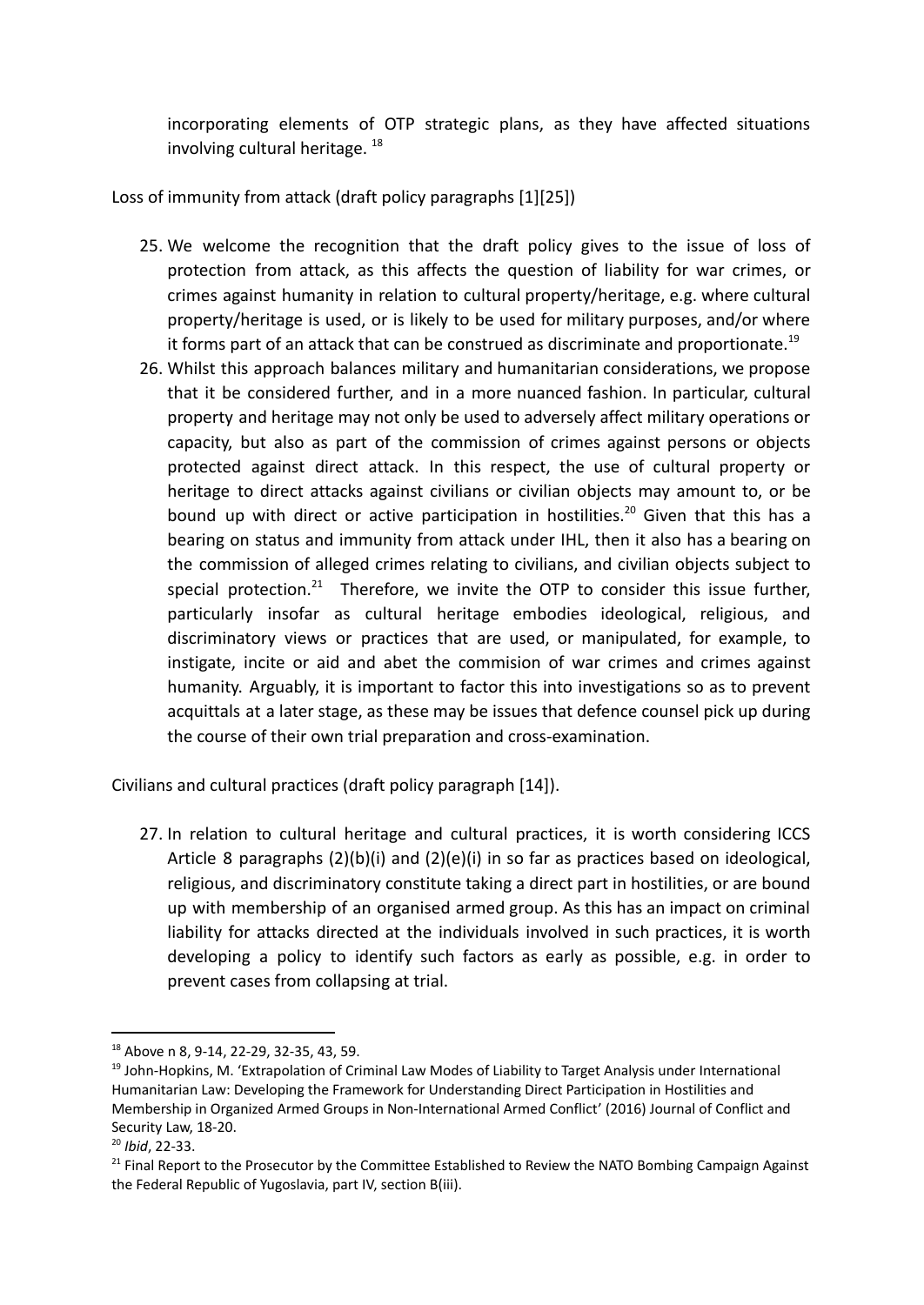incorporating elements of OTP strategic plans, as they have affected situations involving cultural heritage. [18]

Loss of immunity from attack (draft policy paragraphs [1][25])

25. We welcome the recognition that the draft policy gives to the issue of loss of protection from attack, as this affects the question of liability for war crimes, or crimes against humanity in relation to cultural property/heritage, e.g. where cultural property/heritage is used, or is likely to be used for military purposes, and/or where it forms part of an attack that can be construed as discriminate and proportionate.[19]
26. Whilst this approach balances military and humanitarian considerations, we propose that it be considered further, and in a more nuanced fashion. In particular, cultural property and heritage may not only be used to adversely affect military operations or capacity, but also as part of the commission of crimes against persons or objects protected against direct attack. In this respect, the use of cultural property or heritage to direct attacks against civilians or civilian objects may amount to, or be bound up with direct or active participation in hostilities.[20] Given that this has a bearing on status and immunity from attack under IHL, then it also has a bearing on the commission of alleged crimes relating to civilians, and civilian objects subject to special protection.[21] Therefore, we invite the OTP to consider this issue further, particularly insofar as cultural heritage embodies ideological, religious, and discriminatory views or practices that are used, or manipulated, for example, to instigate, incite or aid and abet the commision of war crimes and crimes against humanity. Arguably, it is important to factor this into investigations so as to prevent acquittals at a later stage, as these may be issues that defence counsel pick up during the course of their own trial preparation and cross-examination.

Civilians and cultural practices (draft policy paragraph [14]).

27. In relation to cultural heritage and cultural practices, it is worth considering ICCS Article 8 paragraphs (2)(b)(i) and (2)(e)(i) in so far as practices based on ideological, religious, and discriminatory constitute taking a direct part in hostilities, or are bound up with membership of an organised armed group. As this has an impact on criminal liability for attacks directed at the individuals involved in such practices, it is worth developing a policy to identify such factors as early as possible, e.g. in order to prevent cases from collapsing at trial.

---

[18] Above n 8, 9-14, 22-29, 32-35, 43, 59.

[19] John-Hopkins, M. 'Extrapolation of Criminal Law Modes of Liability to Target Analysis under International Humanitarian Law: Developing the Framework for Understanding Direct Participation in Hostilities and Membership in Organized Armed Groups in Non-International Armed Conflict' (2016) Journal of Conflict and Security Law, 18-20.

[20] *Ibid*, 22-33.

[21] Final Report to the Prosecutor by the Committee Established to Review the NATO Bombing Campaign Against the Federal Republic of Yugoslavia, part IV, section B(iii).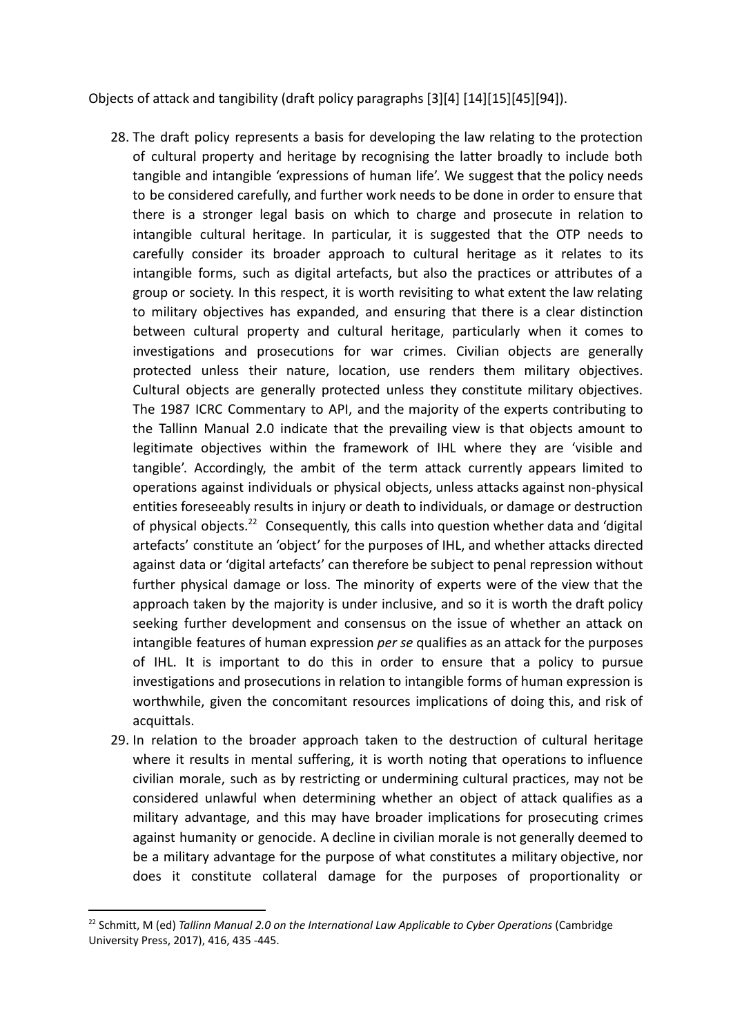Objects of attack and tangibility (draft policy paragraphs [3][4] [14][15][45][94]).

28. The draft policy represents a basis for developing the law relating to the protection of cultural property and heritage by recognising the latter broadly to include both tangible and intangible 'expressions of human life'. We suggest that the policy needs to be considered carefully, and further work needs to be done in order to ensure that there is a stronger legal basis on which to charge and prosecute in relation to intangible cultural heritage. In particular, it is suggested that the OTP needs to carefully consider its broader approach to cultural heritage as it relates to its intangible forms, such as digital artefacts, but also the practices or attributes of a group or society. In this respect, it is worth revisiting to what extent the law relating to military objectives has expanded, and ensuring that there is a clear distinction between cultural property and cultural heritage, particularly when it comes to investigations and prosecutions for war crimes. Civilian objects are generally protected unless their nature, location, use renders them military objectives. Cultural objects are generally protected unless they constitute military objectives. The 1987 ICRC Commentary to API, and the majority of the experts contributing to the Tallinn Manual 2.0 indicate that the prevailing view is that objects amount to legitimate objectives within the framework of IHL where they are 'visible and tangible'. Accordingly, the ambit of the term attack currently appears limited to operations against individuals or physical objects, unless attacks against non-physical entities foreseeably results in injury or death to individuals, or damage or destruction of physical objects.[22] Consequently, this calls into question whether data and 'digital artefacts' constitute an 'object' for the purposes of IHL, and whether attacks directed against data or 'digital artefacts' can therefore be subject to penal repression without further physical damage or loss. The minority of experts were of the view that the approach taken by the majority is under inclusive, and so it is worth the draft policy seeking further development and consensus on the issue of whether an attack on intangible features of human expression *per se* qualifies as an attack for the purposes of IHL. It is important to do this in order to ensure that a policy to pursue investigations and prosecutions in relation to intangible forms of human expression is worthwhile, given the concomitant resources implications of doing this, and risk of acquittals.
29. In relation to the broader approach taken to the destruction of cultural heritage where it results in mental suffering, it is worth noting that operations to influence civilian morale, such as by restricting or undermining cultural practices, may not be considered unlawful when determining whether an object of attack qualifies as a military advantage, and this may have broader implications for prosecuting crimes against humanity or genocide. A decline in civilian morale is not generally deemed to be a military advantage for the purpose of what constitutes a military objective, nor does it constitute collateral damage for the purposes of proportionality or

[22] Schmitt, M (ed) *Tallinn Manual 2.0 on the International Law Applicable to Cyber Operations* (Cambridge University Press, 2017), 416, 435 -445.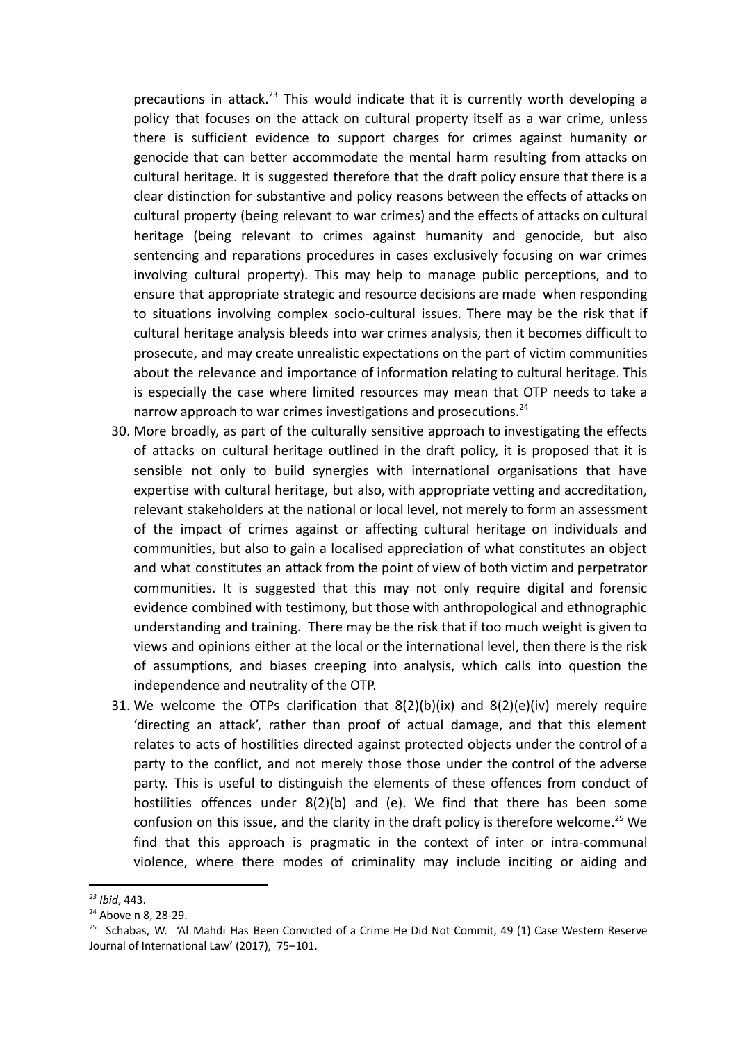precautions in attack.[23] This would indicate that it is currently worth developing a policy that focuses on the attack on cultural property itself as a war crime, unless there is sufficient evidence to support charges for crimes against humanity or genocide that can better accommodate the mental harm resulting from attacks on cultural heritage. It is suggested therefore that the draft policy ensure that there is a clear distinction for substantive and policy reasons between the effects of attacks on cultural property (being relevant to war crimes) and the effects of attacks on cultural heritage (being relevant to crimes against humanity and genocide, but also sentencing and reparations procedures in cases exclusively focusing on war crimes involving cultural property). This may help to manage public perceptions, and to ensure that appropriate strategic and resource decisions are made when responding to situations involving complex socio-cultural issues. There may be the risk that if cultural heritage analysis bleeds into war crimes analysis, then it becomes difficult to prosecute, and may create unrealistic expectations on the part of victim communities about the relevance and importance of information relating to cultural heritage. This is especially the case where limited resources may mean that OTP needs to take a narrow approach to war crimes investigations and prosecutions.[24]

30. More broadly, as part of the culturally sensitive approach to investigating the effects of attacks on cultural heritage outlined in the draft policy, it is proposed that it is sensible not only to build synergies with international organisations that have expertise with cultural heritage, but also, with appropriate vetting and accreditation, relevant stakeholders at the national or local level, not merely to form an assessment of the impact of crimes against or affecting cultural heritage on individuals and communities, but also to gain a localised appreciation of what constitutes an object and what constitutes an attack from the point of view of both victim and perpetrator communities. It is suggested that this may not only require digital and forensic evidence combined with testimony, but those with anthropological and ethnographic understanding and training. There may be the risk that if too much weight is given to views and opinions either at the local or the international level, then there is the risk of assumptions, and biases creeping into analysis, which calls into question the independence and neutrality of the OTP.

31. We welcome the OTPs clarification that 8(2)(b)(ix) and 8(2)(e)(iv) merely require 'directing an attack', rather than proof of actual damage, and that this element relates to acts of hostilities directed against protected objects under the control of a party to the conflict, and not merely those those under the control of the adverse party. This is useful to distinguish the elements of these offences from conduct of hostilities offences under 8(2)(b) and (e). We find that there has been some confusion on this issue, and the clarity in the draft policy is therefore welcome.[25] We find that this approach is pragmatic in the context of inter or intra-communal violence, where there modes of criminality may include inciting or aiding and

---

[23] *Ibid*, 443.

[24] Above n 8, 28-29.

[25] Schabas, W. 'Al Mahdi Has Been Convicted of a Crime He Did Not Commit, 49 (1) Case Western Reserve Journal of International Law' (2017), 75–101.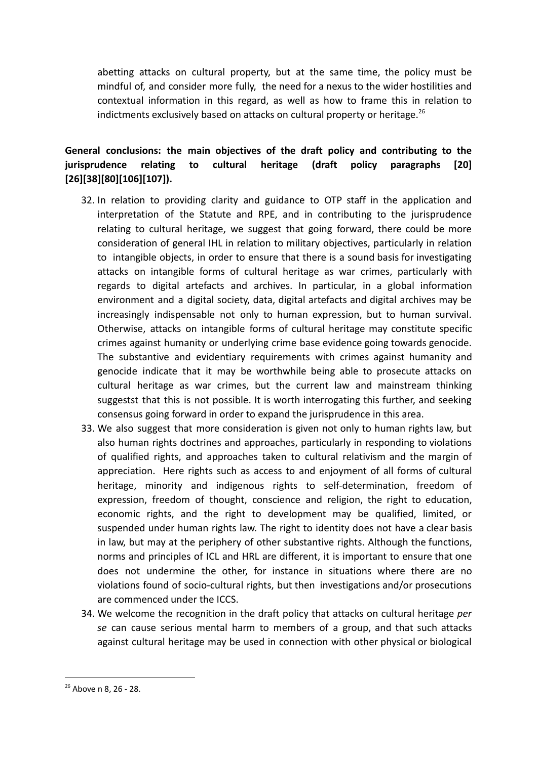abetting attacks on cultural property, but at the same time, the policy must be mindful of, and consider more fully, the need for a nexus to the wider hostilities and contextual information in this regard, as well as how to frame this in relation to indictments exclusively based on attacks on cultural property or heritage.[26]

**General conclusions: the main objectives of the draft policy and contributing to the jurisprudence relating to cultural heritage (draft policy paragraphs [20] [26][38][80][106][107]).**

32. In relation to providing clarity and guidance to OTP staff in the application and interpretation of the Statute and RPE, and in contributing to the jurisprudence relating to cultural heritage, we suggest that going forward, there could be more consideration of general IHL in relation to military objectives, particularly in relation to intangible objects, in order to ensure that there is a sound basis for investigating attacks on intangible forms of cultural heritage as war crimes, particularly with regards to digital artefacts and archives. In particular, in a global information environment and a digital society, data, digital artefacts and digital archives may be increasingly indispensable not only to human expression, but to human survival. Otherwise, attacks on intangible forms of cultural heritage may constitute specific crimes against humanity or underlying crime base evidence going towards genocide. The substantive and evidentiary requirements with crimes against humanity and genocide indicate that it may be worthwhile being able to prosecute attacks on cultural heritage as war crimes, but the current law and mainstream thinking suggestst that this is not possible. It is worth interrogating this further, and seeking consensus going forward in order to expand the jurisprudence in this area.
33. We also suggest that more consideration is given not only to human rights law, but also human rights doctrines and approaches, particularly in responding to violations of qualified rights, and approaches taken to cultural relativism and the margin of appreciation. Here rights such as access to and enjoyment of all forms of cultural heritage, minority and indigenous rights to self-determination, freedom of expression, freedom of thought, conscience and religion, the right to education, economic rights, and the right to development may be qualified, limited, or suspended under human rights law. The right to identity does not have a clear basis in law, but may at the periphery of other substantive rights. Although the functions, norms and principles of ICL and HRL are different, it is important to ensure that one does not undermine the other, for instance in situations where there are no violations found of socio-cultural rights, but then investigations and/or prosecutions are commenced under the ICCS.
34. We welcome the recognition in the draft policy that attacks on cultural heritage *per se* can cause serious mental harm to members of a group, and that such attacks against cultural heritage may be used in connection with other physical or biological

[26] Above n 8, 26 - 28.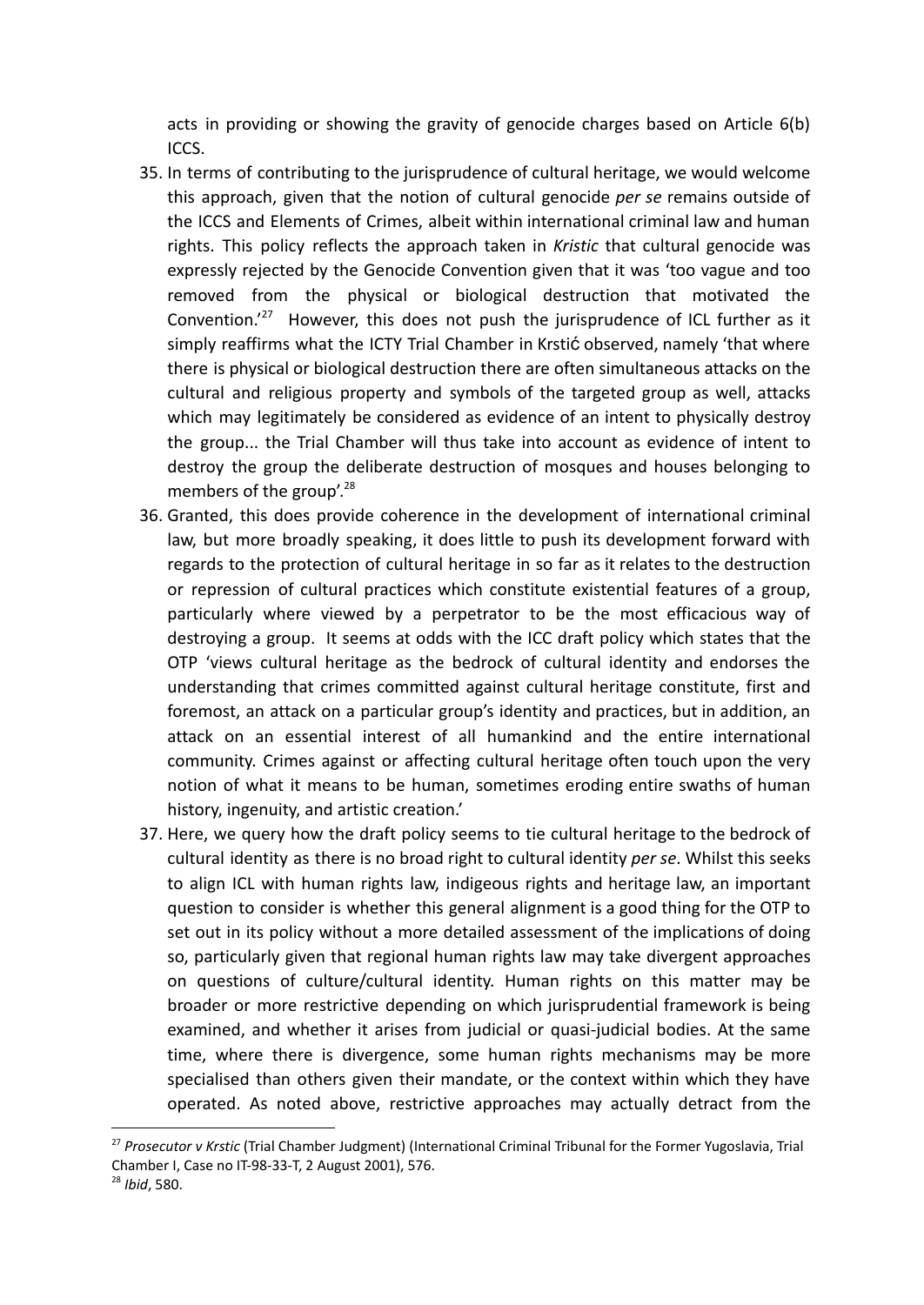acts in providing or showing the gravity of genocide charges based on Article 6(b) ICCS.

35. In terms of contributing to the jurisprudence of cultural heritage, we would welcome this approach, given that the notion of cultural genocide *per se* remains outside of the ICCS and Elements of Crimes, albeit within international criminal law and human rights. This policy reflects the approach taken in *Kristic* that cultural genocide was expressly rejected by the Genocide Convention given that it was 'too vague and too removed from the physical or biological destruction that motivated the Convention.'[27] However, this does not push the jurisprudence of ICL further as it simply reaffirms what the ICTY Trial Chamber in Krstić observed, namely 'that where there is physical or biological destruction there are often simultaneous attacks on the cultural and religious property and symbols of the targeted group as well, attacks which may legitimately be considered as evidence of an intent to physically destroy the group... the Trial Chamber will thus take into account as evidence of intent to destroy the group the deliberate destruction of mosques and houses belonging to members of the group'.[28]

36. Granted, this does provide coherence in the development of international criminal law, but more broadly speaking, it does little to push its development forward with regards to the protection of cultural heritage in so far as it relates to the destruction or repression of cultural practices which constitute existential features of a group, particularly where viewed by a perpetrator to be the most efficacious way of destroying a group. It seems at odds with the ICC draft policy which states that the OTP 'views cultural heritage as the bedrock of cultural identity and endorses the understanding that crimes committed against cultural heritage constitute, first and foremost, an attack on a particular group's identity and practices, but in addition, an attack on an essential interest of all humankind and the entire international community. Crimes against or affecting cultural heritage often touch upon the very notion of what it means to be human, sometimes eroding entire swaths of human history, ingenuity, and artistic creation.'

37. Here, we query how the draft policy seems to tie cultural heritage to the bedrock of cultural identity as there is no broad right to cultural identity *per se*. Whilst this seeks to align ICL with human rights law, indigeous rights and heritage law, an important question to consider is whether this general alignment is a good thing for the OTP to set out in its policy without a more detailed assessment of the implications of doing so, particularly given that regional human rights law may take divergent approaches on questions of culture/cultural identity. Human rights on this matter may be broader or more restrictive depending on which jurisprudential framework is being examined, and whether it arises from judicial or quasi-judicial bodies. At the same time, where there is divergence, some human rights mechanisms may be more specialised than others given their mandate, or the context within which they have operated. As noted above, restrictive approaches may actually detract from the

---

[27] *Prosecutor v Krstic* (Trial Chamber Judgment) (International Criminal Tribunal for the Former Yugoslavia, Trial Chamber I, Case no IT-98-33-T, 2 August 2001), 576.

[28] *Ibid*, 580.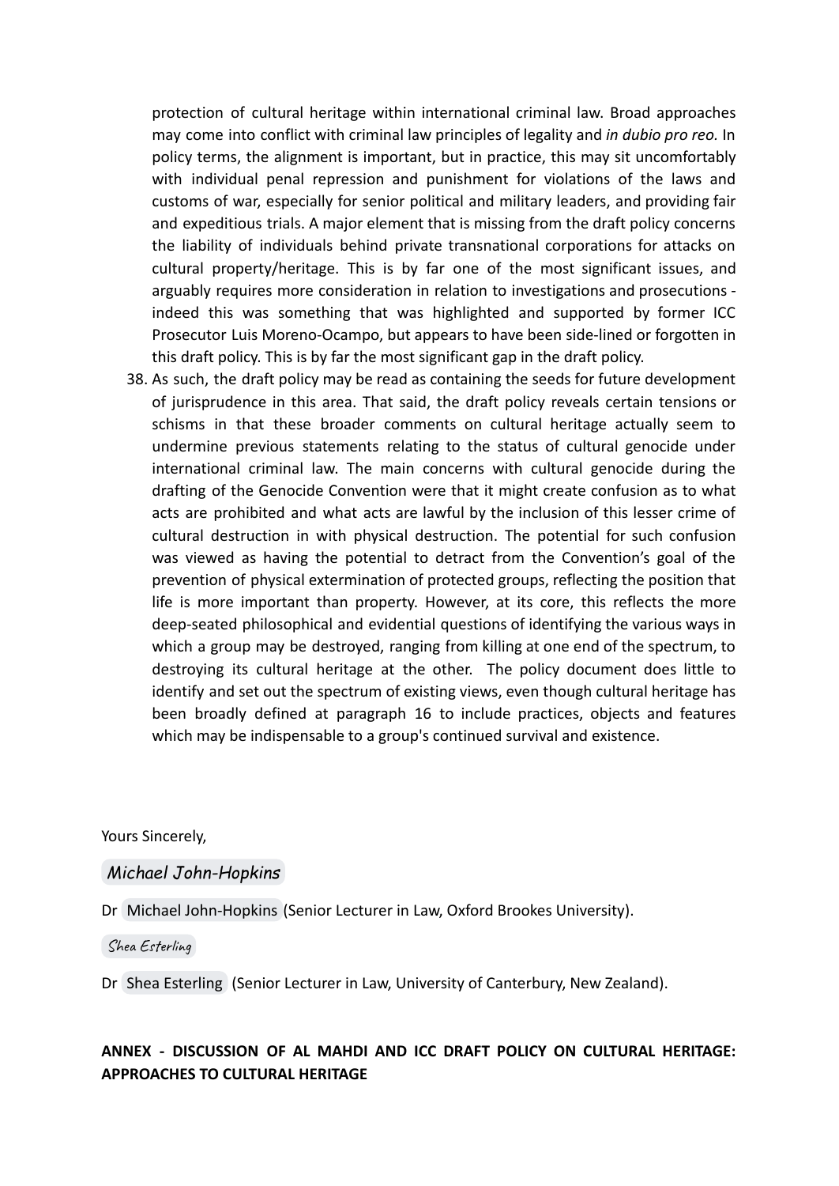protection of cultural heritage within international criminal law. Broad approaches may come into conflict with criminal law principles of legality and *in dubio pro reo.* In policy terms, the alignment is important, but in practice, this may sit uncomfortably with individual penal repression and punishment for violations of the laws and customs of war, especially for senior political and military leaders, and providing fair and expeditious trials. A major element that is missing from the draft policy concerns the liability of individuals behind private transnational corporations for attacks on cultural property/heritage. This is by far one of the most significant issues, and arguably requires more consideration in relation to investigations and prosecutions - indeed this was something that was highlighted and supported by former ICC Prosecutor Luis Moreno-Ocampo, but appears to have been side-lined or forgotten in this draft policy. This is by far the most significant gap in the draft policy.

38. As such, the draft policy may be read as containing the seeds for future development of jurisprudence in this area. That said, the draft policy reveals certain tensions or schisms in that these broader comments on cultural heritage actually seem to undermine previous statements relating to the status of cultural genocide under international criminal law. The main concerns with cultural genocide during the drafting of the Genocide Convention were that it might create confusion as to what acts are prohibited and what acts are lawful by the inclusion of this lesser crime of cultural destruction in with physical destruction. The potential for such confusion was viewed as having the potential to detract from the Convention's goal of the prevention of physical extermination of protected groups, reflecting the position that life is more important than property. However, at its core, this reflects the more deep-seated philosophical and evidential questions of identifying the various ways in which a group may be destroyed, ranging from killing at one end of the spectrum, to destroying its cultural heritage at the other. The policy document does little to identify and set out the spectrum of existing views, even though cultural heritage has been broadly defined at paragraph 16 to include practices, objects and features which may be indispensable to a group's continued survival and existence.

Yours Sincerely,

*Michael John-Hopkins*

Dr Michael John-Hopkins (Senior Lecturer in Law, Oxford Brookes University).

*Shea Esterling*

Dr Shea Esterling (Senior Lecturer in Law, University of Canterbury, New Zealand).

**ANNEX - DISCUSSION OF AL MAHDI AND ICC DRAFT POLICY ON CULTURAL HERITAGE: APPROACHES TO CULTURAL HERITAGE**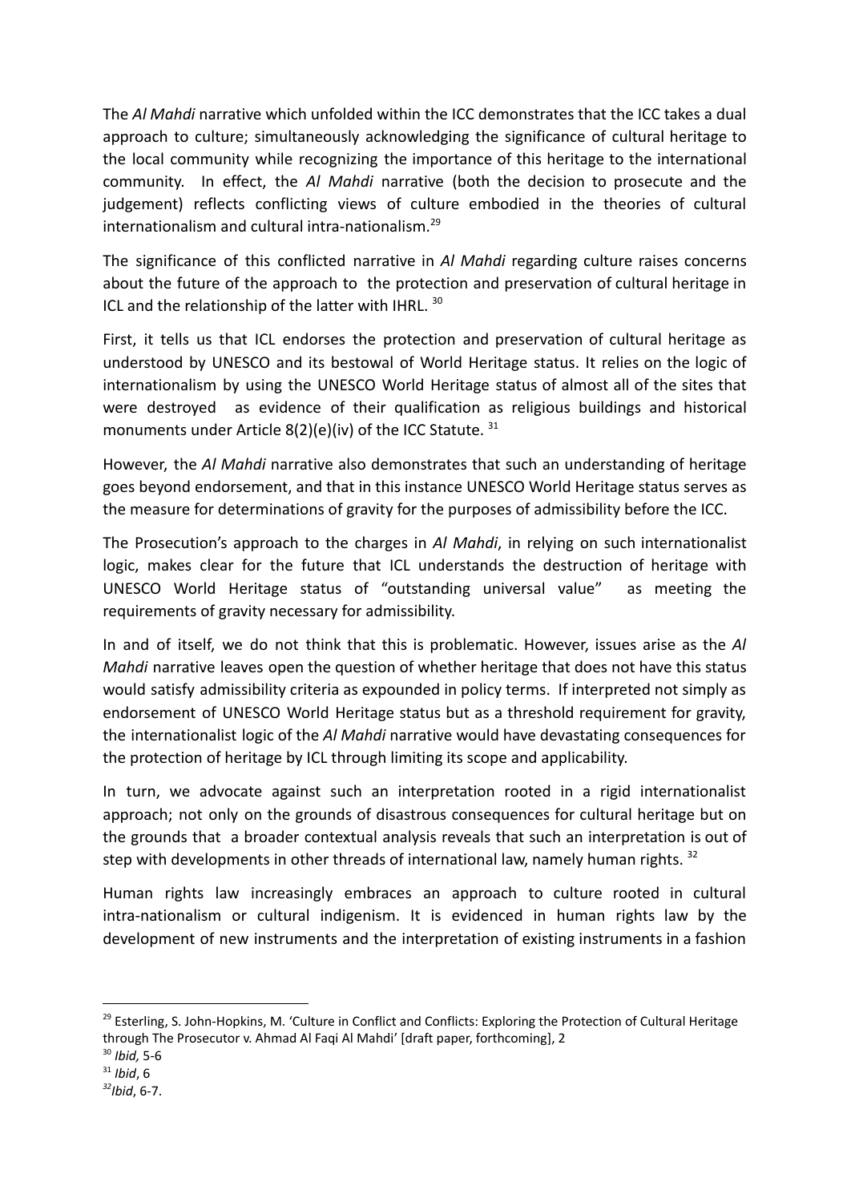The *Al Mahdi* narrative which unfolded within the ICC demonstrates that the ICC takes a dual approach to culture; simultaneously acknowledging the significance of cultural heritage to the local community while recognizing the importance of this heritage to the international community. In effect, the *Al Mahdi* narrative (both the decision to prosecute and the judgement) reflects conflicting views of culture embodied in the theories of cultural internationalism and cultural intra-nationalism.[29]

The significance of this conflicted narrative in *Al Mahdi* regarding culture raises concerns about the future of the approach to the protection and preservation of cultural heritage in ICL and the relationship of the latter with IHRL.[30]

First, it tells us that ICL endorses the protection and preservation of cultural heritage as understood by UNESCO and its bestowal of World Heritage status. It relies on the logic of internationalism by using the UNESCO World Heritage status of almost all of the sites that were destroyed as evidence of their qualification as religious buildings and historical monuments under Article 8(2)(e)(iv) of the ICC Statute.[31]

However, the *Al Mahdi* narrative also demonstrates that such an understanding of heritage goes beyond endorsement, and that in this instance UNESCO World Heritage status serves as the measure for determinations of gravity for the purposes of admissibility before the ICC.

The Prosecution's approach to the charges in *Al Mahdi*, in relying on such internationalist logic, makes clear for the future that ICL understands the destruction of heritage with UNESCO World Heritage status of "outstanding universal value" as meeting the requirements of gravity necessary for admissibility.

In and of itself, we do not think that this is problematic. However, issues arise as the *Al Mahdi* narrative leaves open the question of whether heritage that does not have this status would satisfy admissibility criteria as expounded in policy terms. If interpreted not simply as endorsement of UNESCO World Heritage status but as a threshold requirement for gravity, the internationalist logic of the *Al Mahdi* narrative would have devastating consequences for the protection of heritage by ICL through limiting its scope and applicability.

In turn, we advocate against such an interpretation rooted in a rigid internationalist approach; not only on the grounds of disastrous consequences for cultural heritage but on the grounds that a broader contextual analysis reveals that such an interpretation is out of step with developments in other threads of international law, namely human rights.[32]

Human rights law increasingly embraces an approach to culture rooted in cultural intra-nationalism or cultural indigenism. It is evidenced in human rights law by the development of new instruments and the interpretation of existing instruments in a fashion

---

[29] Esterling, S. John-Hopkins, M. 'Culture in Conflict and Conflicts: Exploring the Protection of Cultural Heritage through The Prosecutor v. Ahmad Al Faqi Al Mahdi' [draft paper, forthcoming], 2

[30] *Ibid,* 5-6

[31] *Ibid*, 6

[32] *Ibid*, 6-7.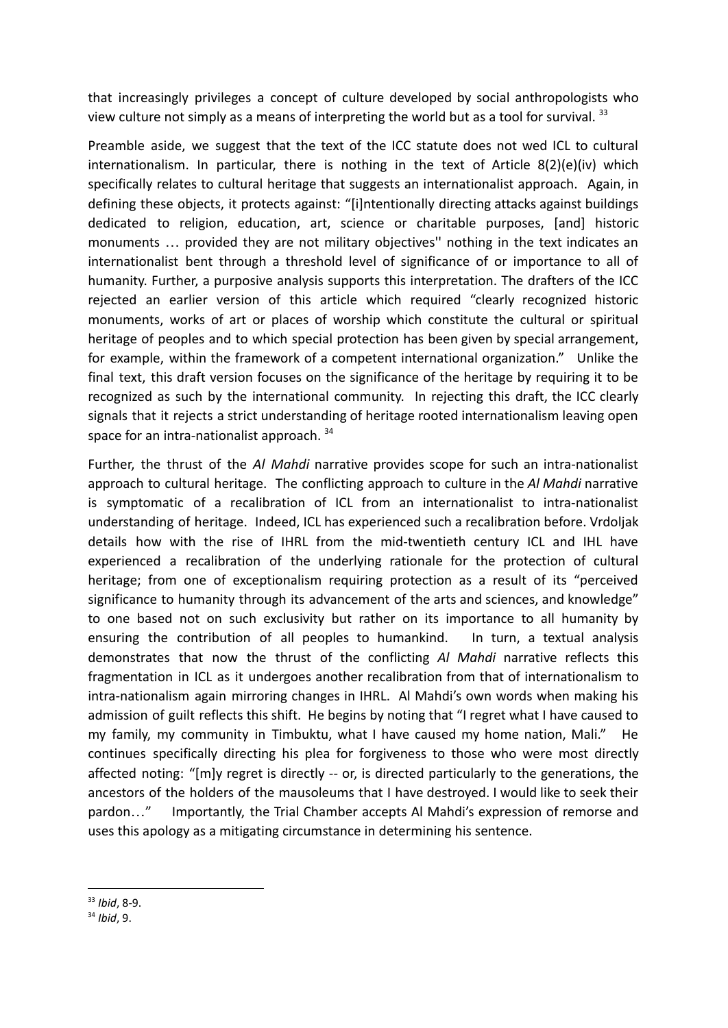that increasingly privileges a concept of culture developed by social anthropologists who view culture not simply as a means of interpreting the world but as a tool for survival. [33]

Preamble aside, we suggest that the text of the ICC statute does not wed ICL to cultural internationalism. In particular, there is nothing in the text of Article 8(2)(e)(iv) which specifically relates to cultural heritage that suggests an internationalist approach. Again, in defining these objects, it protects against: "[i]ntentionally directing attacks against buildings dedicated to religion, education, art, science or charitable purposes, [and] historic monuments … provided they are not military objectives'' nothing in the text indicates an internationalist bent through a threshold level of significance of or importance to all of humanity. Further, a purposive analysis supports this interpretation. The drafters of the ICC rejected an earlier version of this article which required "clearly recognized historic monuments, works of art or places of worship which constitute the cultural or spiritual heritage of peoples and to which special protection has been given by special arrangement, for example, within the framework of a competent international organization." Unlike the final text, this draft version focuses on the significance of the heritage by requiring it to be recognized as such by the international community. In rejecting this draft, the ICC clearly signals that it rejects a strict understanding of heritage rooted internationalism leaving open space for an intra-nationalist approach. [34]

Further, the thrust of the *Al Mahdi* narrative provides scope for such an intra-nationalist approach to cultural heritage. The conflicting approach to culture in the *Al Mahdi* narrative is symptomatic of a recalibration of ICL from an internationalist to intra-nationalist understanding of heritage. Indeed, ICL has experienced such a recalibration before. Vrdoljak details how with the rise of IHRL from the mid-twentieth century ICL and IHL have experienced a recalibration of the underlying rationale for the protection of cultural heritage; from one of exceptionalism requiring protection as a result of its "perceived significance to humanity through its advancement of the arts and sciences, and knowledge" to one based not on such exclusivity but rather on its importance to all humanity by ensuring the contribution of all peoples to humankind. In turn, a textual analysis demonstrates that now the thrust of the conflicting *Al Mahdi* narrative reflects this fragmentation in ICL as it undergoes another recalibration from that of internationalism to intra-nationalism again mirroring changes in IHRL. Al Mahdi's own words when making his admission of guilt reflects this shift. He begins by noting that "I regret what I have caused to my family, my community in Timbuktu, what I have caused my home nation, Mali." He continues specifically directing his plea for forgiveness to those who were most directly affected noting: "[m]y regret is directly -- or, is directed particularly to the generations, the ancestors of the holders of the mausoleums that I have destroyed. I would like to seek their pardon…" Importantly, the Trial Chamber accepts Al Mahdi's expression of remorse and uses this apology as a mitigating circumstance in determining his sentence.

---

[33] *Ibid*, 8-9.

[34] *Ibid*, 9.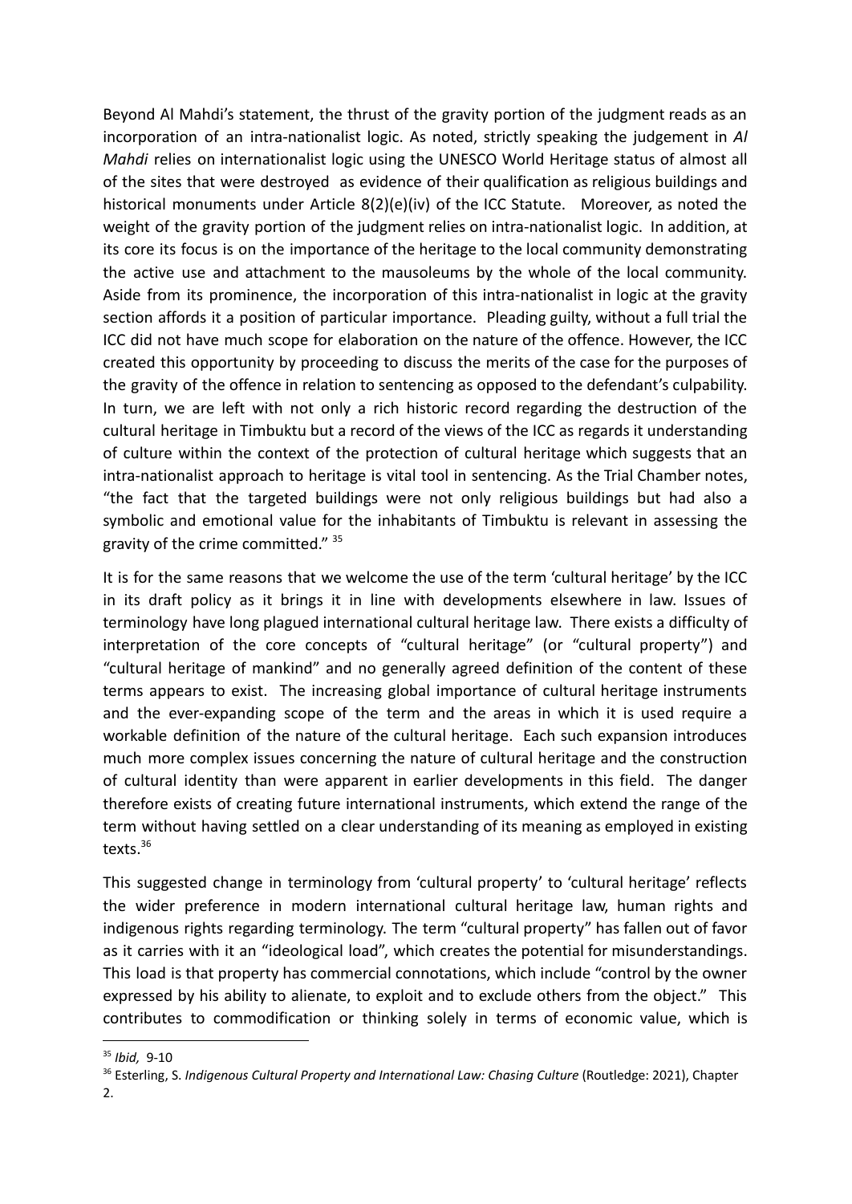Beyond Al Mahdi's statement, the thrust of the gravity portion of the judgment reads as an incorporation of an intra-nationalist logic. As noted, strictly speaking the judgement in *Al Mahdi* relies on internationalist logic using the UNESCO World Heritage status of almost all of the sites that were destroyed as evidence of their qualification as religious buildings and historical monuments under Article 8(2)(e)(iv) of the ICC Statute. Moreover, as noted the weight of the gravity portion of the judgment relies on intra-nationalist logic. In addition, at its core its focus is on the importance of the heritage to the local community demonstrating the active use and attachment to the mausoleums by the whole of the local community. Aside from its prominence, the incorporation of this intra-nationalist in logic at the gravity section affords it a position of particular importance. Pleading guilty, without a full trial the ICC did not have much scope for elaboration on the nature of the offence. However, the ICC created this opportunity by proceeding to discuss the merits of the case for the purposes of the gravity of the offence in relation to sentencing as opposed to the defendant's culpability. In turn, we are left with not only a rich historic record regarding the destruction of the cultural heritage in Timbuktu but a record of the views of the ICC as regards it understanding of culture within the context of the protection of cultural heritage which suggests that an intra-nationalist approach to heritage is vital tool in sentencing. As the Trial Chamber notes, "the fact that the targeted buildings were not only religious buildings but had also a symbolic and emotional value for the inhabitants of Timbuktu is relevant in assessing the gravity of the crime committed." [35]

It is for the same reasons that we welcome the use of the term 'cultural heritage' by the ICC in its draft policy as it brings it in line with developments elsewhere in law. Issues of terminology have long plagued international cultural heritage law. There exists a difficulty of interpretation of the core concepts of "cultural heritage" (or "cultural property") and "cultural heritage of mankind" and no generally agreed definition of the content of these terms appears to exist. The increasing global importance of cultural heritage instruments and the ever-expanding scope of the term and the areas in which it is used require a workable definition of the nature of the cultural heritage. Each such expansion introduces much more complex issues concerning the nature of cultural heritage and the construction of cultural identity than were apparent in earlier developments in this field. The danger therefore exists of creating future international instruments, which extend the range of the term without having settled on a clear understanding of its meaning as employed in existing texts.[36]

This suggested change in terminology from 'cultural property' to 'cultural heritage' reflects the wider preference in modern international cultural heritage law, human rights and indigenous rights regarding terminology. The term "cultural property" has fallen out of favor as it carries with it an "ideological load", which creates the potential for misunderstandings. This load is that property has commercial connotations, which include "control by the owner expressed by his ability to alienate, to exploit and to exclude others from the object." This contributes to commodification or thinking solely in terms of economic value, which is

[35] *Ibid,* 9-10

[36] Esterling, S. *Indigenous Cultural Property and International Law: Chasing Culture* (Routledge: 2021), Chapter 2.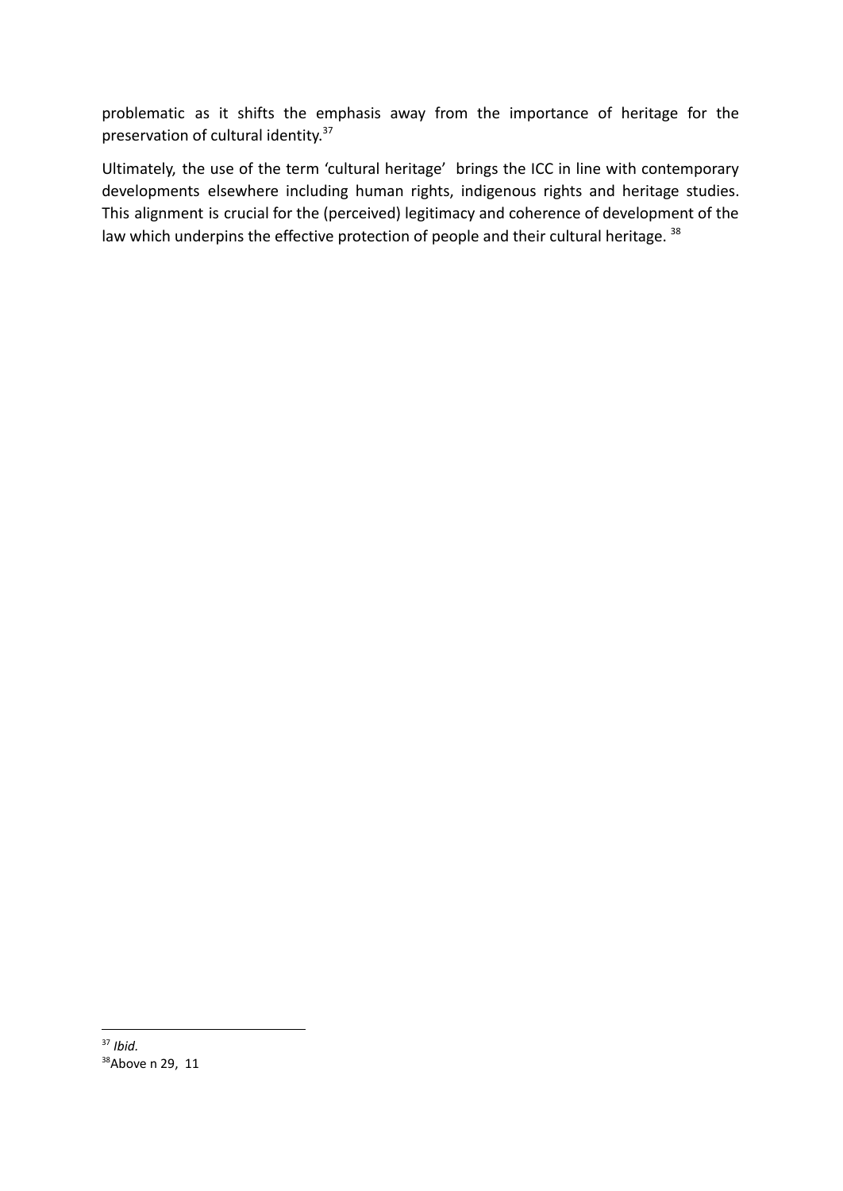problematic as it shifts the emphasis away from the importance of heritage for the preservation of cultural identity.[37]

Ultimately, the use of the term 'cultural heritage' brings the ICC in line with contemporary developments elsewhere including human rights, indigenous rights and heritage studies. This alignment is crucial for the (perceived) legitimacy and coherence of development of the law which underpins the effective protection of people and their cultural heritage. [38]

---

[37] *Ibid.*

[38] Above n 29, 11